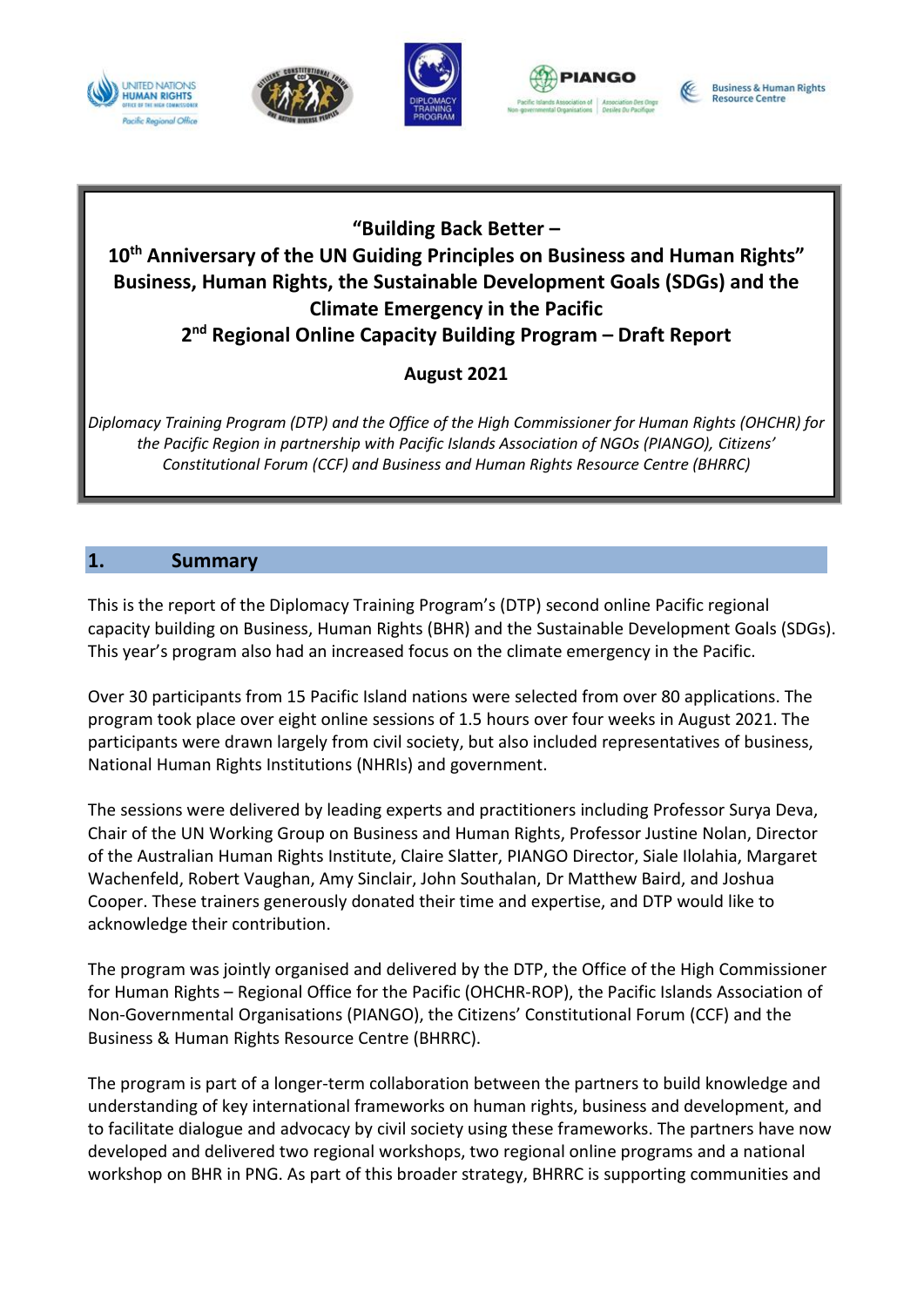**"Building Back Better –**
**10th Anniversary of the UN Guiding Principles on Business and Human Rights"**
**Business, Human Rights, the Sustainable Development Goals (SDGs) and the Climate Emergency in the Pacific**
**2nd Regional Online Capacity Building Program – Draft Report**

**August 2021**

*Diplomacy Training Program (DTP) and the Office of the High Commissioner for Human Rights (OHCHR) for the Pacific Region in partnership with Pacific Islands Association of NGOs (PIANGO), Citizens' Constitutional Forum (CCF) and Business and Human Rights Resource Centre (BHRRC)*

## 1. Summary

This is the report of the Diplomacy Training Program's (DTP) second online Pacific regional capacity building on Business, Human Rights (BHR) and the Sustainable Development Goals (SDGs). This year's program also had an increased focus on the climate emergency in the Pacific.

Over 30 participants from 15 Pacific Island nations were selected from over 80 applications. The program took place over eight online sessions of 1.5 hours over four weeks in August 2021. The participants were drawn largely from civil society, but also included representatives of business, National Human Rights Institutions (NHRIs) and government.

The sessions were delivered by leading experts and practitioners including Professor Surya Deva, Chair of the UN Working Group on Business and Human Rights, Professor Justine Nolan, Director of the Australian Human Rights Institute, Claire Slatter, PIANGO Director, Siale Ilolahia, Margaret Wachenfeld, Robert Vaughan, Amy Sinclair, John Southalan, Dr Matthew Baird, and Joshua Cooper. These trainers generously donated their time and expertise, and DTP would like to acknowledge their contribution.

The program was jointly organised and delivered by the DTP, the Office of the High Commissioner for Human Rights – Regional Office for the Pacific (OHCHR-ROP), the Pacific Islands Association of Non-Governmental Organisations (PIANGO), the Citizens' Constitutional Forum (CCF) and the Business & Human Rights Resource Centre (BHRRC).

The program is part of a longer-term collaboration between the partners to build knowledge and understanding of key international frameworks on human rights, business and development, and to facilitate dialogue and advocacy by civil society using these frameworks. The partners have now developed and delivered two regional workshops, two regional online programs and a national workshop on BHR in PNG. As part of this broader strategy, BHRRC is supporting communities and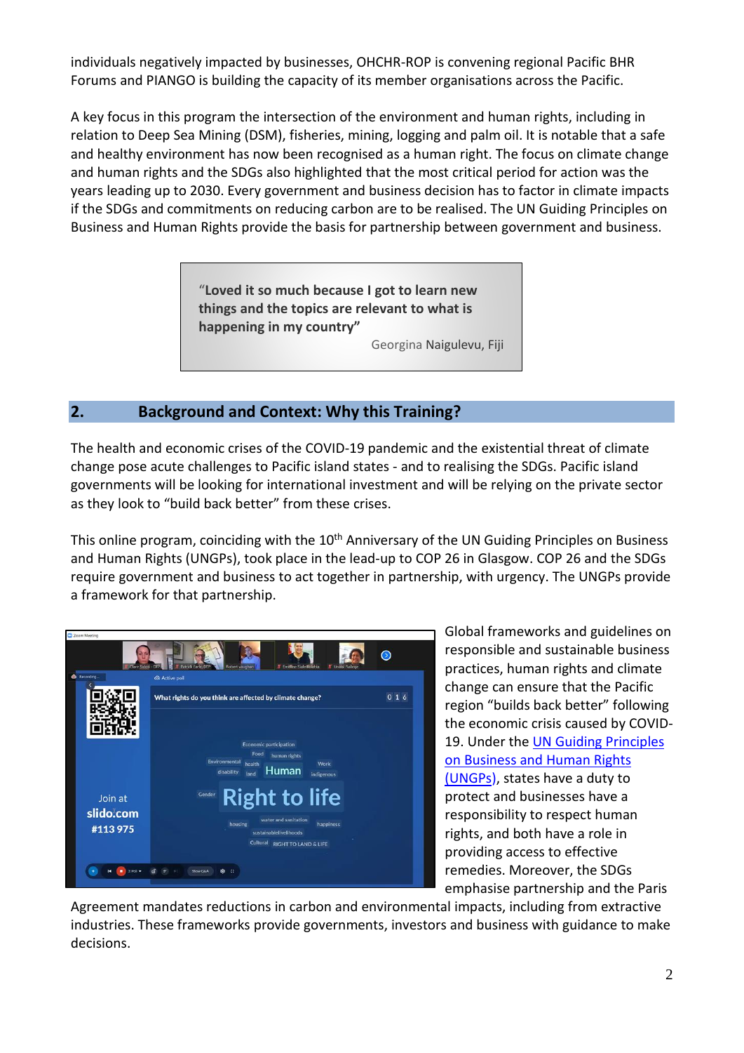individuals negatively impacted by businesses, OHCHR-ROP is convening regional Pacific BHR Forums and PIANGO is building the capacity of its member organisations across the Pacific.

A key focus in this program the intersection of the environment and human rights, including in relation to Deep Sea Mining (DSM), fisheries, mining, logging and palm oil. It is notable that a safe and healthy environment has now been recognised as a human right. The focus on climate change and human rights and the SDGs also highlighted that the most critical period for action was the years leading up to 2030. Every government and business decision has to factor in climate impacts if the SDGs and commitments on reducing carbon are to be realised. The UN Guiding Principles on Business and Human Rights provide the basis for partnership between government and business.

> **"Loved it so much because I got to learn new things and the topics are relevant to what is happening in my country"**
>
> Georgina Naigulevu, Fiji

## 2. Background and Context: Why this Training?

The health and economic crises of the COVID-19 pandemic and the existential threat of climate change pose acute challenges to Pacific island states - and to realising the SDGs. Pacific island governments will be looking for international investment and will be relying on the private sector as they look to "build back better" from these crises.

This online program, coinciding with the 10th Anniversary of the UN Guiding Principles on Business and Human Rights (UNGPs), took place in the lead-up to COP 26 in Glasgow. COP 26 and the SDGs require government and business to act together in partnership, with urgency. The UNGPs provide a framework for that partnership.

Global frameworks and guidelines on responsible and sustainable business practices, human rights and climate change can ensure that the Pacific region "builds back better" following the economic crisis caused by COVID-19. Under the [UN Guiding Principles on Business and Human Rights (UNGPs)](), states have a duty to protect and businesses have a responsibility to respect human rights, and both have a role in providing access to effective remedies. Moreover, the SDGs emphasise partnership and the Paris Agreement mandates reductions in carbon and environmental impacts, including from extractive industries. These frameworks provide governments, investors and business with guidance to make decisions.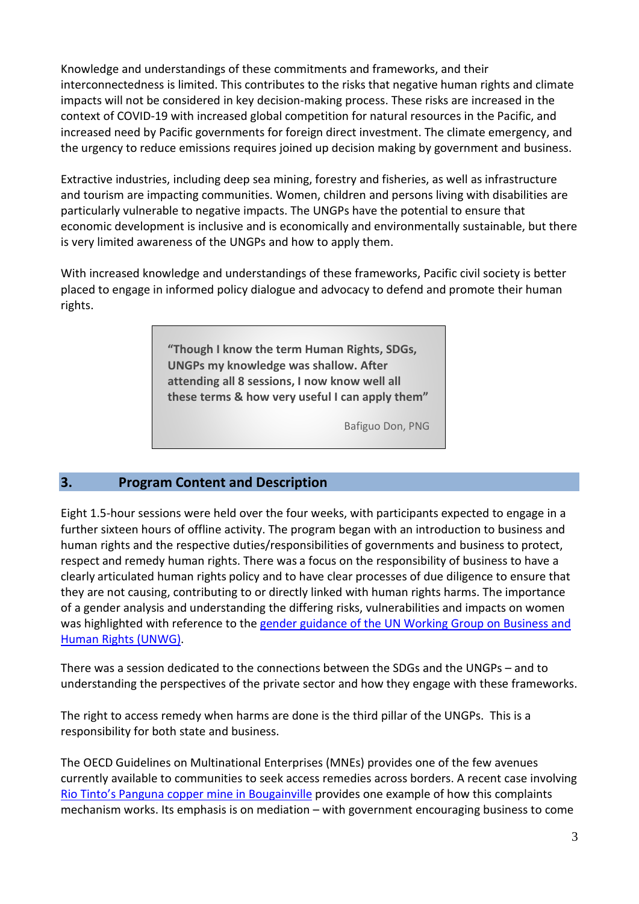Knowledge and understandings of these commitments and frameworks, and their interconnectedness is limited. This contributes to the risks that negative human rights and climate impacts will not be considered in key decision-making process. These risks are increased in the context of COVID-19 with increased global competition for natural resources in the Pacific, and increased need by Pacific governments for foreign direct investment. The climate emergency, and the urgency to reduce emissions requires joined up decision making by government and business.

Extractive industries, including deep sea mining, forestry and fisheries, as well as infrastructure and tourism are impacting communities. Women, children and persons living with disabilities are particularly vulnerable to negative impacts. The UNGPs have the potential to ensure that economic development is inclusive and is economically and environmentally sustainable, but there is very limited awareness of the UNGPs and how to apply them.

With increased knowledge and understandings of these frameworks, Pacific civil society is better placed to engage in informed policy dialogue and advocacy to defend and promote their human rights.

> **"Though I know the term Human Rights, SDGs, UNGPs my knowledge was shallow. After attending all 8 sessions, I now know well all these terms & how very useful I can apply them"**
>
> Bafiguo Don, PNG

## 3. Program Content and Description

Eight 1.5-hour sessions were held over the four weeks, with participants expected to engage in a further sixteen hours of offline activity. The program began with an introduction to business and human rights and the respective duties/responsibilities of governments and business to protect, respect and remedy human rights. There was a focus on the responsibility of business to have a clearly articulated human rights policy and to have clear processes of due diligence to ensure that they are not causing, contributing to or directly linked with human rights harms. The importance of a gender analysis and understanding the differing risks, vulnerabilities and impacts on women was highlighted with reference to the gender guidance of the UN Working Group on Business and Human Rights (UNWG).

There was a session dedicated to the connections between the SDGs and the UNGPs – and to understanding the perspectives of the private sector and how they engage with these frameworks.

The right to access remedy when harms are done is the third pillar of the UNGPs. This is a responsibility for both state and business.

The OECD Guidelines on Multinational Enterprises (MNEs) provides one of the few avenues currently available to communities to seek access remedies across borders. A recent case involving Rio Tinto's Panguna copper mine in Bougainville provides one example of how this complaints mechanism works. Its emphasis is on mediation – with government encouraging business to come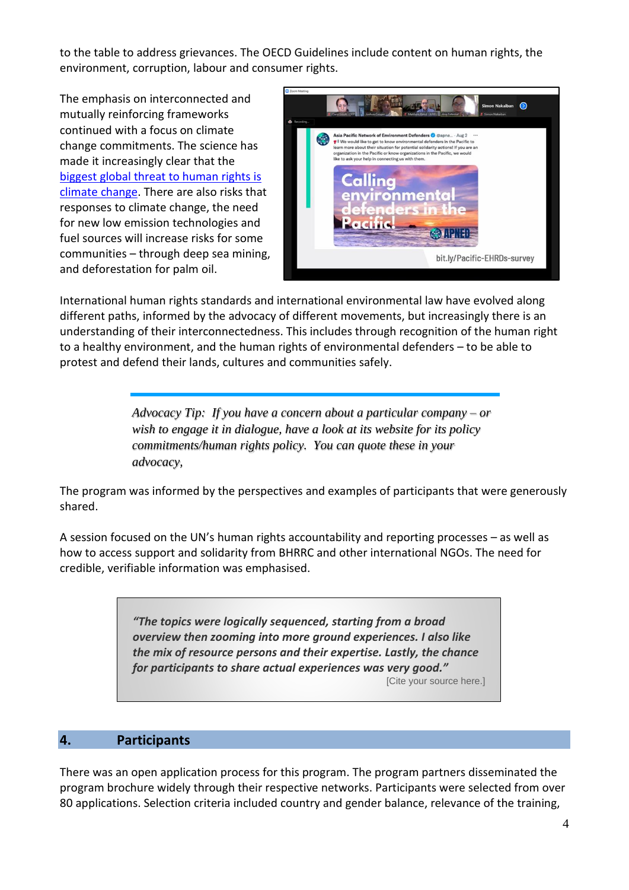to the table to address grievances. The OECD Guidelines include content on human rights, the environment, corruption, labour and consumer rights.

The emphasis on interconnected and mutually reinforcing frameworks continued with a focus on climate change commitments. The science has made it increasingly clear that the [biggest global threat to human rights is climate change](). There are also risks that responses to climate change, the need for new low emission technologies and fuel sources will increase risks for some communities – through deep sea mining, and deforestation for palm oil.

International human rights standards and international environmental law have evolved along different paths, informed by the advocacy of different movements, but increasingly there is an understanding of their interconnectedness. This includes through recognition of the human right to a healthy environment, and the human rights of environmental defenders – to be able to protest and defend their lands, cultures and communities safely.

> *Advocacy Tip: If you have a concern about a particular company – or wish to engage it in dialogue, have a look at its website for its policy commitments/human rights policy. You can quote these in your advocacy,*

The program was informed by the perspectives and examples of participants that were generously shared.

A session focused on the UN's human rights accountability and reporting processes – as well as how to access support and solidarity from BHRRC and other international NGOs. The need for credible, verifiable information was emphasised.

> ***"The topics were logically sequenced, starting from a broad overview then zooming into more ground experiences. I also like the mix of resource persons and their expertise. Lastly, the chance for participants to share actual experiences was very good."***
>
> [Cite your source here.]

## 4. Participants

There was an open application process for this program. The program partners disseminated the program brochure widely through their respective networks. Participants were selected from over 80 applications. Selection criteria included country and gender balance, relevance of the training,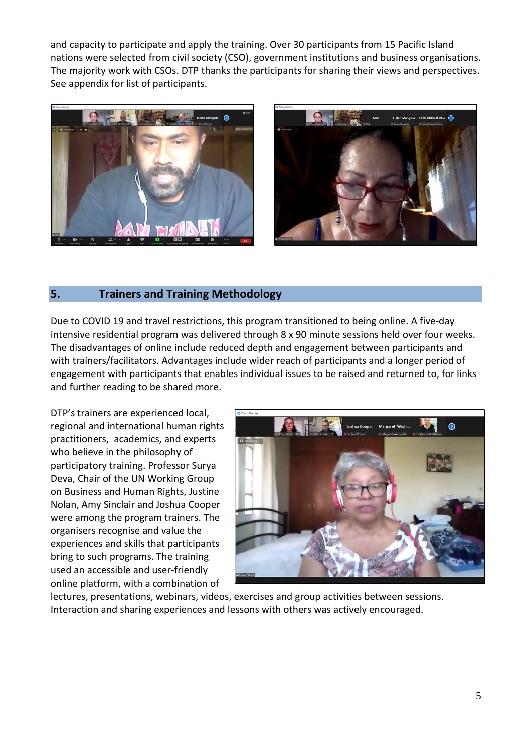and capacity to participate and apply the training. Over 30 participants from 15 Pacific Island nations were selected from civil society (CSO), government institutions and business organisations. The majority work with CSOs. DTP thanks the participants for sharing their views and perspectives. See appendix for list of participants.

## 5. Trainers and Training Methodology

Due to COVID 19 and travel restrictions, this program transitioned to being online. A five-day intensive residential program was delivered through 8 x 90 minute sessions held over four weeks. The disadvantages of online include reduced depth and engagement between participants and with trainers/facilitators. Advantages include wider reach of participants and a longer period of engagement with participants that enables individual issues to be raised and returned to, for links and further reading to be shared more.

DTP's trainers are experienced local, regional and international human rights practitioners, academics, and experts who believe in the philosophy of participatory training. Professor Surya Deva, Chair of the UN Working Group on Business and Human Rights, Justine Nolan, Amy Sinclair and Joshua Cooper were among the program trainers. The organisers recognise and value the experiences and skills that participants bring to such programs. The training used an accessible and user-friendly online platform, with a combination of lectures, presentations, webinars, videos, exercises and group activities between sessions. Interaction and sharing experiences and lessons with others was actively encouraged.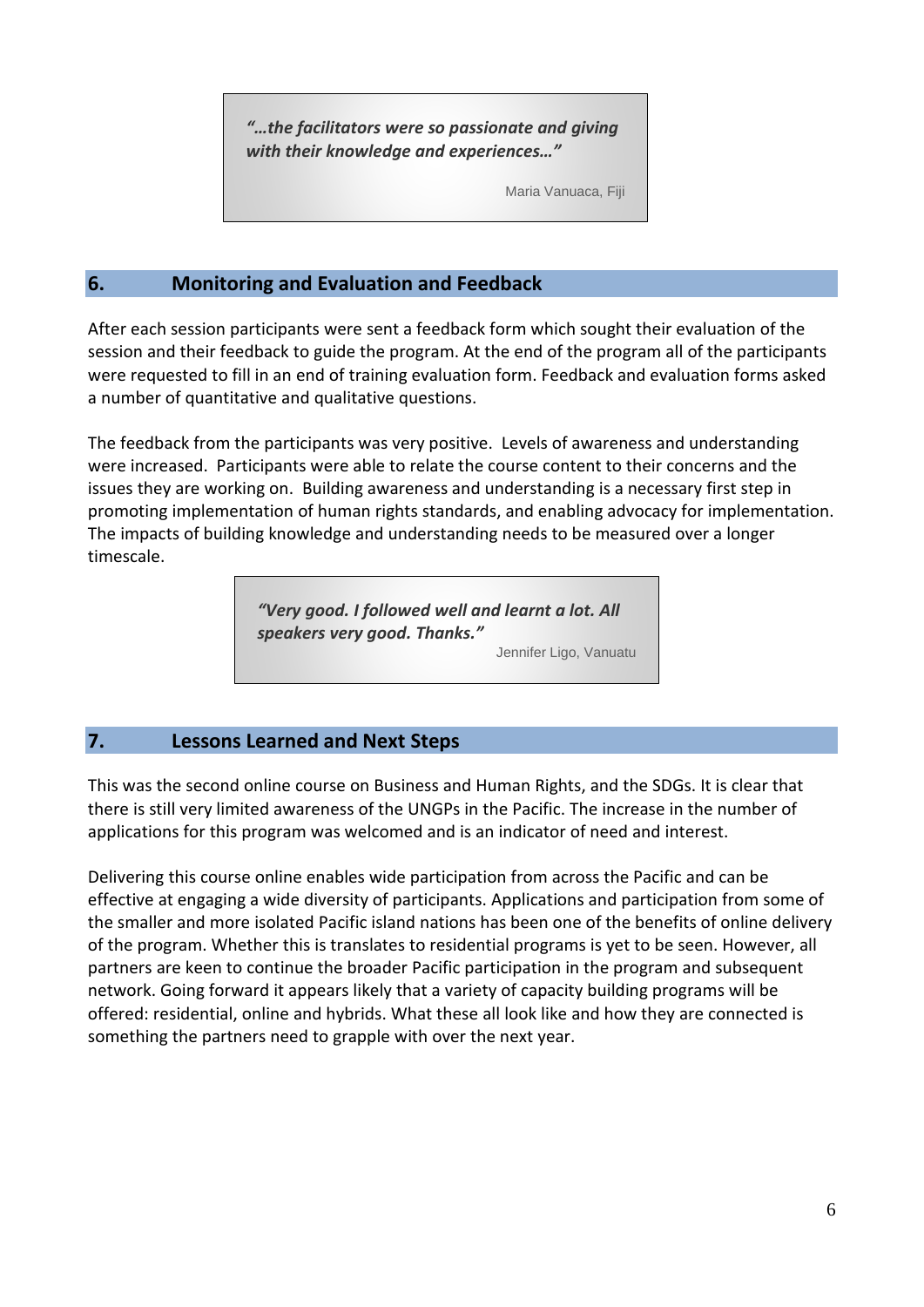> ***"…the facilitators were so passionate and giving with their knowledge and experiences…"***
>
> Maria Vanuaca, Fiji

## 6. Monitoring and Evaluation and Feedback

After each session participants were sent a feedback form which sought their evaluation of the session and their feedback to guide the program. At the end of the program all of the participants were requested to fill in an end of training evaluation form. Feedback and evaluation forms asked a number of quantitative and qualitative questions.

The feedback from the participants was very positive. Levels of awareness and understanding were increased. Participants were able to relate the course content to their concerns and the issues they are working on. Building awareness and understanding is a necessary first step in promoting implementation of human rights standards, and enabling advocacy for implementation. The impacts of building knowledge and understanding needs to be measured over a longer timescale.

> ***"Very good. I followed well and learnt a lot. All speakers very good. Thanks."***
>
> Jennifer Ligo, Vanuatu

## 7. Lessons Learned and Next Steps

This was the second online course on Business and Human Rights, and the SDGs. It is clear that there is still very limited awareness of the UNGPs in the Pacific. The increase in the number of applications for this program was welcomed and is an indicator of need and interest.

Delivering this course online enables wide participation from across the Pacific and can be effective at engaging a wide diversity of participants. Applications and participation from some of the smaller and more isolated Pacific island nations has been one of the benefits of online delivery of the program. Whether this is translates to residential programs is yet to be seen. However, all partners are keen to continue the broader Pacific participation in the program and subsequent network. Going forward it appears likely that a variety of capacity building programs will be offered: residential, online and hybrids. What these all look like and how they are connected is something the partners need to grapple with over the next year.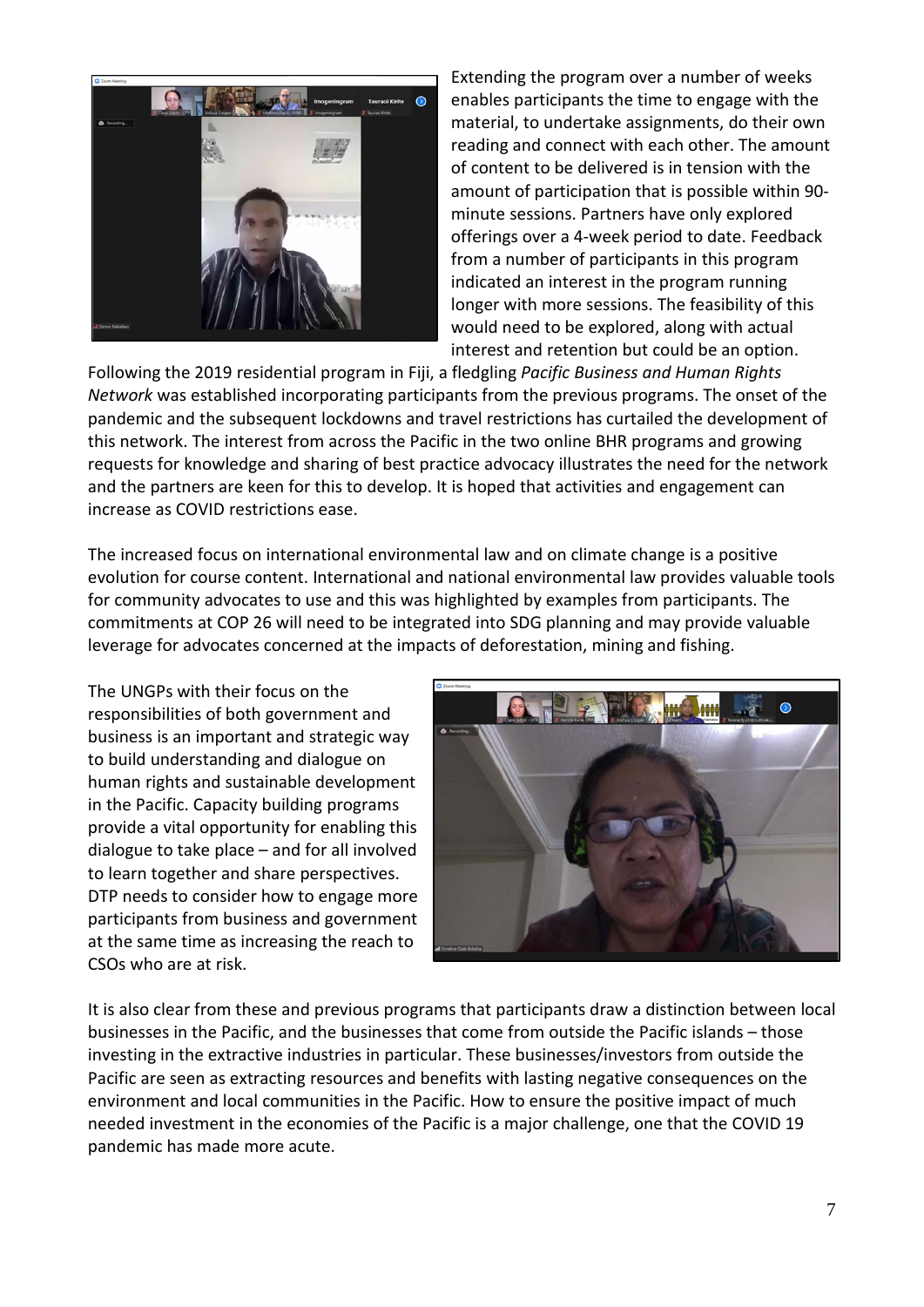Extending the program over a number of weeks enables participants the time to engage with the material, to undertake assignments, do their own reading and connect with each other. The amount of content to be delivered is in tension with the amount of participation that is possible within 90-minute sessions. Partners have only explored offerings over a 4-week period to date. Feedback from a number of participants in this program indicated an interest in the program running longer with more sessions. The feasibility of this would need to be explored, along with actual interest and retention but could be an option.

Following the 2019 residential program in Fiji, a fledgling *Pacific Business and Human Rights Network* was established incorporating participants from the previous programs. The onset of the pandemic and the subsequent lockdowns and travel restrictions has curtailed the development of this network. The interest from across the Pacific in the two online BHR programs and growing requests for knowledge and sharing of best practice advocacy illustrates the need for the network and the partners are keen for this to develop. It is hoped that activities and engagement can increase as COVID restrictions ease.

The increased focus on international environmental law and on climate change is a positive evolution for course content. International and national environmental law provides valuable tools for community advocates to use and this was highlighted by examples from participants. The commitments at COP 26 will need to be integrated into SDG planning and may provide valuable leverage for advocates concerned at the impacts of deforestation, mining and fishing.

The UNGPs with their focus on the responsibilities of both government and business is an important and strategic way to build understanding and dialogue on human rights and sustainable development in the Pacific. Capacity building programs provide a vital opportunity for enabling this dialogue to take place – and for all involved to learn together and share perspectives. DTP needs to consider how to engage more participants from business and government at the same time as increasing the reach to CSOs who are at risk.

It is also clear from these and previous programs that participants draw a distinction between local businesses in the Pacific, and the businesses that come from outside the Pacific islands – those investing in the extractive industries in particular. These businesses/investors from outside the Pacific are seen as extracting resources and benefits with lasting negative consequences on the environment and local communities in the Pacific. How to ensure the positive impact of much needed investment in the economies of the Pacific is a major challenge, one that the COVID 19 pandemic has made more acute.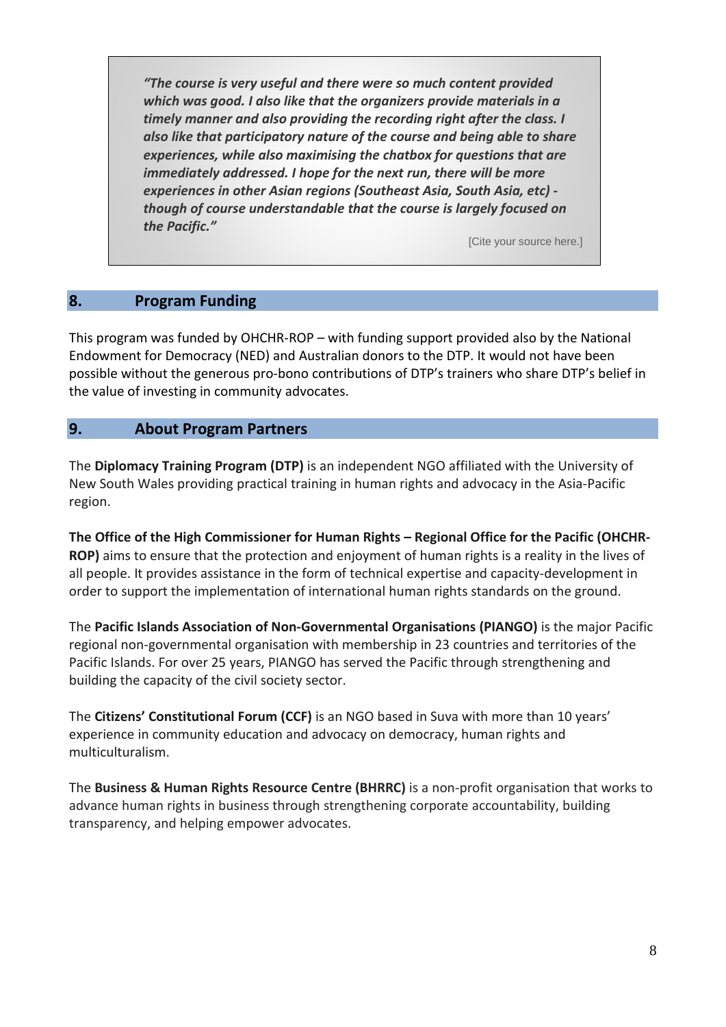> ***"The course is very useful and there were so much content provided which was good. I also like that the organizers provide materials in a timely manner and also providing the recording right after the class. I also like that participatory nature of the course and being able to share experiences, while also maximising the chatbox for questions that are immediately addressed. I hope for the next run, there will be more experiences in other Asian regions (Southeast Asia, South Asia, etc) - though of course understandable that the course is largely focused on the Pacific."***
>
> [Cite your source here.]

## 8. Program Funding

This program was funded by OHCHR-ROP – with funding support provided also by the National Endowment for Democracy (NED) and Australian donors to the DTP. It would not have been possible without the generous pro-bono contributions of DTP's trainers who share DTP's belief in the value of investing in community advocates.

## 9. About Program Partners

The **Diplomacy Training Program (DTP)** is an independent NGO affiliated with the University of New South Wales providing practical training in human rights and advocacy in the Asia-Pacific region.

**The Office of the High Commissioner for Human Rights – Regional Office for the Pacific (OHCHR-ROP)** aims to ensure that the protection and enjoyment of human rights is a reality in the lives of all people. It provides assistance in the form of technical expertise and capacity-development in order to support the implementation of international human rights standards on the ground.

The **Pacific Islands Association of Non-Governmental Organisations (PIANGO)** is the major Pacific regional non-governmental organisation with membership in 23 countries and territories of the Pacific Islands. For over 25 years, PIANGO has served the Pacific through strengthening and building the capacity of the civil society sector.

The **Citizens' Constitutional Forum (CCF)** is an NGO based in Suva with more than 10 years' experience in community education and advocacy on democracy, human rights and multiculturalism.

The **Business & Human Rights Resource Centre (BHRRC)** is a non-profit organisation that works to advance human rights in business through strengthening corporate accountability, building transparency, and helping empower advocates.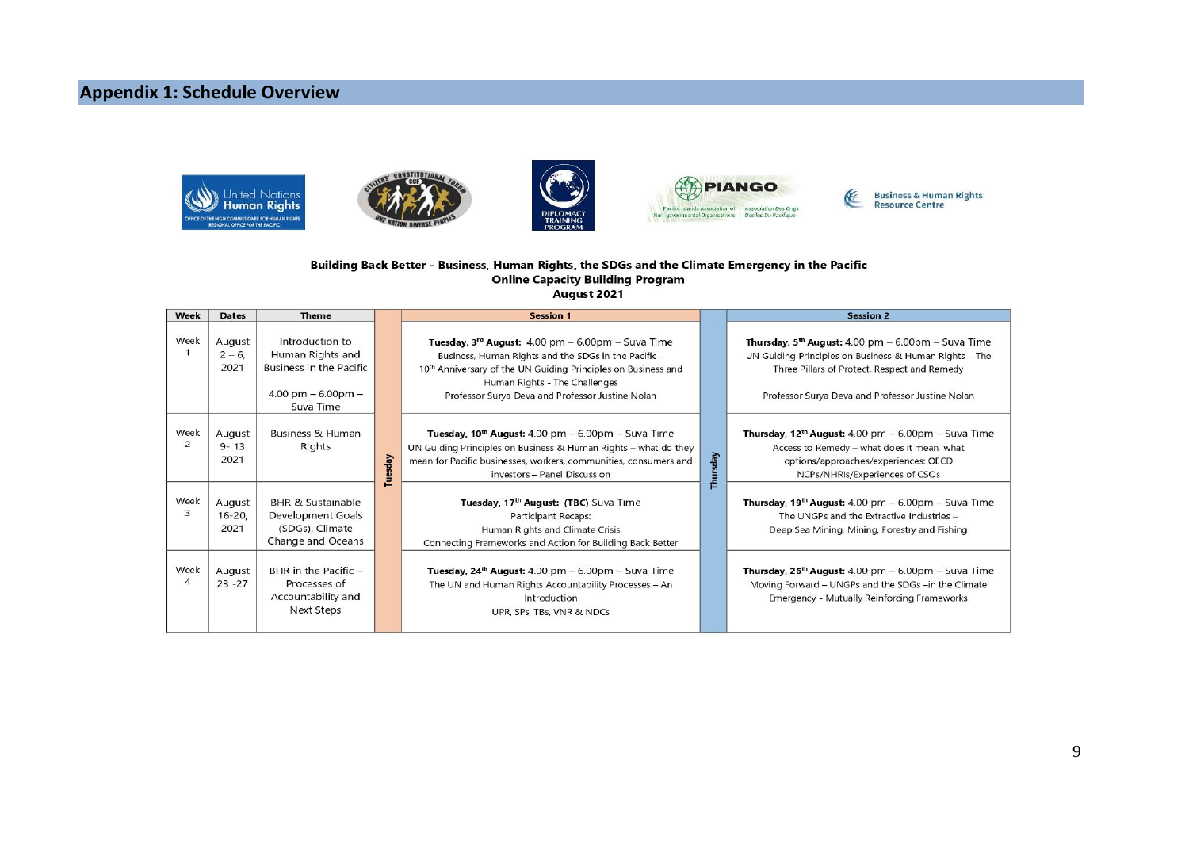## Appendix 1: Schedule Overview

**Building Back Better - Business, Human Rights, the SDGs and the Climate Emergency in the Pacific**
**Online Capacity Building Program**
**August 2021**

| Week | Dates | Theme | | Session 1 | | Session 2 |
|---|---|---|---|---|---|---|
| Week 1 | August 2 – 6, 2021 | Introduction to Human Rights and Business in the Pacific<br><br>4.00 pm – 6.00pm – Suva Time | Tuesday | **Tuesday, 3rd August:** 4.00 pm – 6.00pm – Suva Time<br>Business, Human Rights and the SDGs in the Pacific – 10th Anniversary of the UN Guiding Principles on Business and Human Rights - The Challenges<br>Professor Surya Deva and Professor Justine Nolan | Thursday | **Thursday, 5th August:** 4.00 pm – 6.00pm – Suva Time<br>UN Guiding Principles on Business & Human Rights – The Three Pillars of Protect, Respect and Remedy<br><br>Professor Surya Deva and Professor Justine Nolan |
| Week 2 | August 9- 13 2021 | Business & Human Rights | Tuesday | **Tuesday, 10th August:** 4.00 pm – 6.00pm – Suva Time<br>UN Guiding Principles on Business & Human Rights – what do they mean for Pacific businesses, workers, communities, consumers and investors – Panel Discussion | Thursday | **Thursday, 12th August:** 4.00 pm – 6.00pm – Suva Time<br>Access to Remedy – what does it mean, what options/approaches/experiences: OECD NCPs/NHRIs/Experiences of CSOs |
| Week 3 | August 16-20, 2021 | BHR & Sustainable Development Goals (SDGs), Climate Change and Oceans | Tuesday | **Tuesday, 17th August: (TBC)** Suva Time<br>Participant Recaps:<br>Human Rights and Climate Crisis<br>Connecting Frameworks and Action for Building Back Better | Thursday | **Thursday, 19th August:** 4.00 pm – 6.00pm – Suva Time<br>The UNGPs and the Extractive Industries – Deep Sea Mining, Mining, Forestry and Fishing |
| Week 4 | August 23 -27 | BHR in the Pacific – Processes of Accountability and Next Steps | Tuesday | **Tuesday, 24th August:** 4.00 pm – 6.00pm – Suva Time<br>The UN and Human Rights Accountability Processes – An Introduction<br>UPR, SPs, TBs, VNR & NDCs | Thursday | **Thursday, 26th August:** 4.00 pm – 6.00pm – Suva Time<br>Moving Forward – UNGPs and the SDGs –in the Climate Emergency - Mutually Reinforcing Frameworks |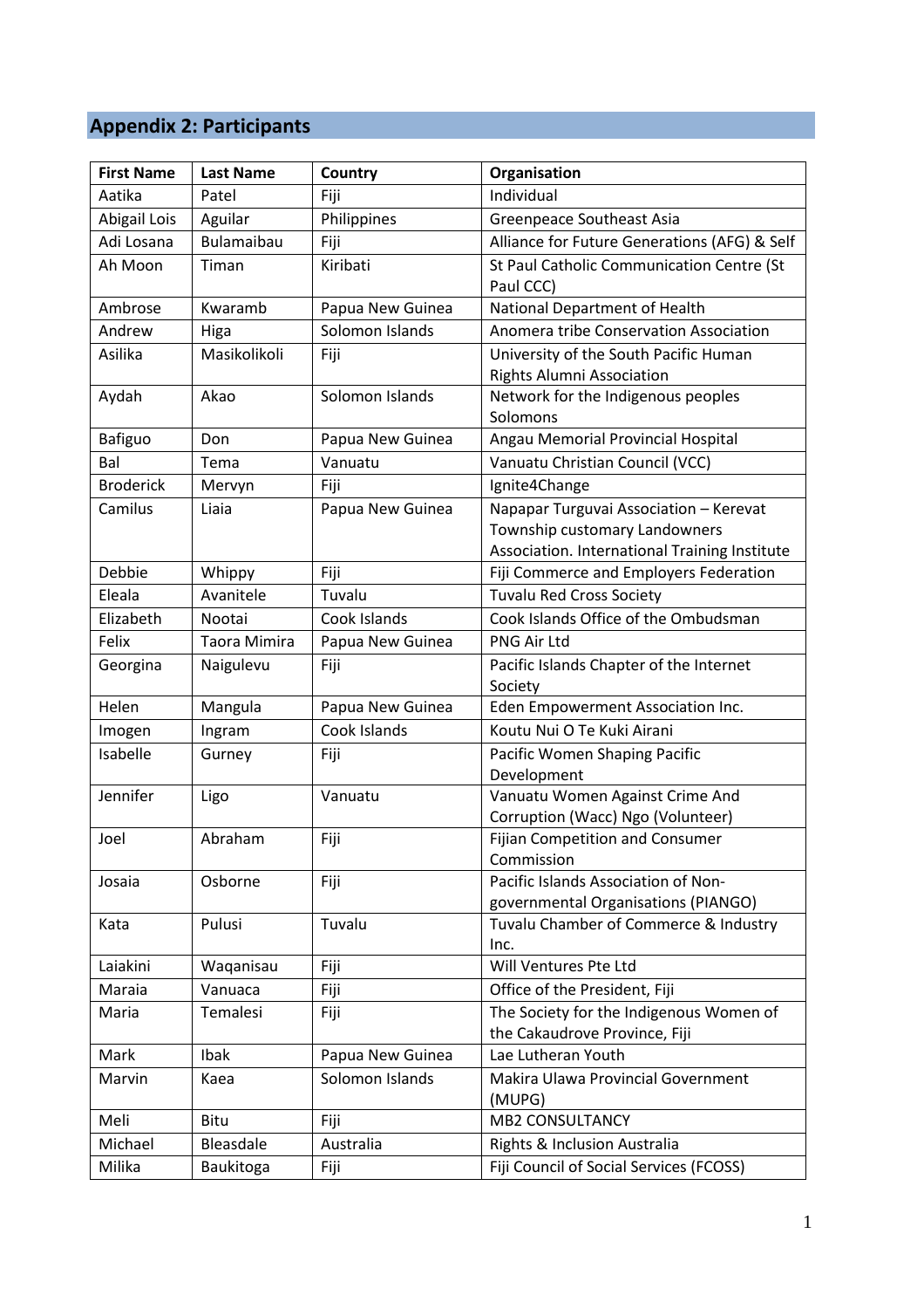## Appendix 2: Participants

| First Name | Last Name | Country | Organisation |
|---|---|---|---|
| Aatika | Patel | Fiji | Individual |
| Abigail Lois | Aguilar | Philippines | Greenpeace Southeast Asia |
| Adi Losana | Bulamaibau | Fiji | Alliance for Future Generations (AFG) & Self |
| Ah Moon | Timan | Kiribati | St Paul Catholic Communication Centre (St Paul CCC) |
| Ambrose | Kwaramb | Papua New Guinea | National Department of Health |
| Andrew | Higa | Solomon Islands | Anomera tribe Conservation Association |
| Asilika | Masikolikoli | Fiji | University of the South Pacific Human Rights Alumni Association |
| Aydah | Akao | Solomon Islands | Network for the Indigenous peoples Solomons |
| Bafiguo | Don | Papua New Guinea | Angau Memorial Provincial Hospital |
| Bal | Tema | Vanuatu | Vanuatu Christian Council (VCC) |
| Broderick | Mervyn | Fiji | Ignite4Change |
| Camilus | Liaia | Papua New Guinea | Napapar Turguvai Association – Kerevat Township customary Landowners Association. International Training Institute |
| Debbie | Whippy | Fiji | Fiji Commerce and Employers Federation |
| Eleala | Avanitele | Tuvalu | Tuvalu Red Cross Society |
| Elizabeth | Nootai | Cook Islands | Cook Islands Office of the Ombudsman |
| Felix | Taora Mimira | Papua New Guinea | PNG Air Ltd |
| Georgina | Naigulevu | Fiji | Pacific Islands Chapter of the Internet Society |
| Helen | Mangula | Papua New Guinea | Eden Empowerment Association Inc. |
| Imogen | Ingram | Cook Islands | Koutu Nui O Te Kuki Airani |
| Isabelle | Gurney | Fiji | Pacific Women Shaping Pacific Development |
| Jennifer | Ligo | Vanuatu | Vanuatu Women Against Crime And Corruption (Wacc) Ngo (Volunteer) |
| Joel | Abraham | Fiji | Fijian Competition and Consumer Commission |
| Josaia | Osborne | Fiji | Pacific Islands Association of Non-governmental Organisations (PIANGO) |
| Kata | Pulusi | Tuvalu | Tuvalu Chamber of Commerce & Industry Inc. |
| Laiakini | Waqanisau | Fiji | Will Ventures Pte Ltd |
| Maraia | Vanuaca | Fiji | Office of the President, Fiji |
| Maria | Temalesi | Fiji | The Society for the Indigenous Women of the Cakaudrove Province, Fiji |
| Mark | Ibak | Papua New Guinea | Lae Lutheran Youth |
| Marvin | Kaea | Solomon Islands | Makira Ulawa Provincial Government (MUPG) |
| Meli | Bitu | Fiji | MB2 CONSULTANCY |
| Michael | Bleasdale | Australia | Rights & Inclusion Australia |
| Milika | Baukitoga | Fiji | Fiji Council of Social Services (FCOSS) |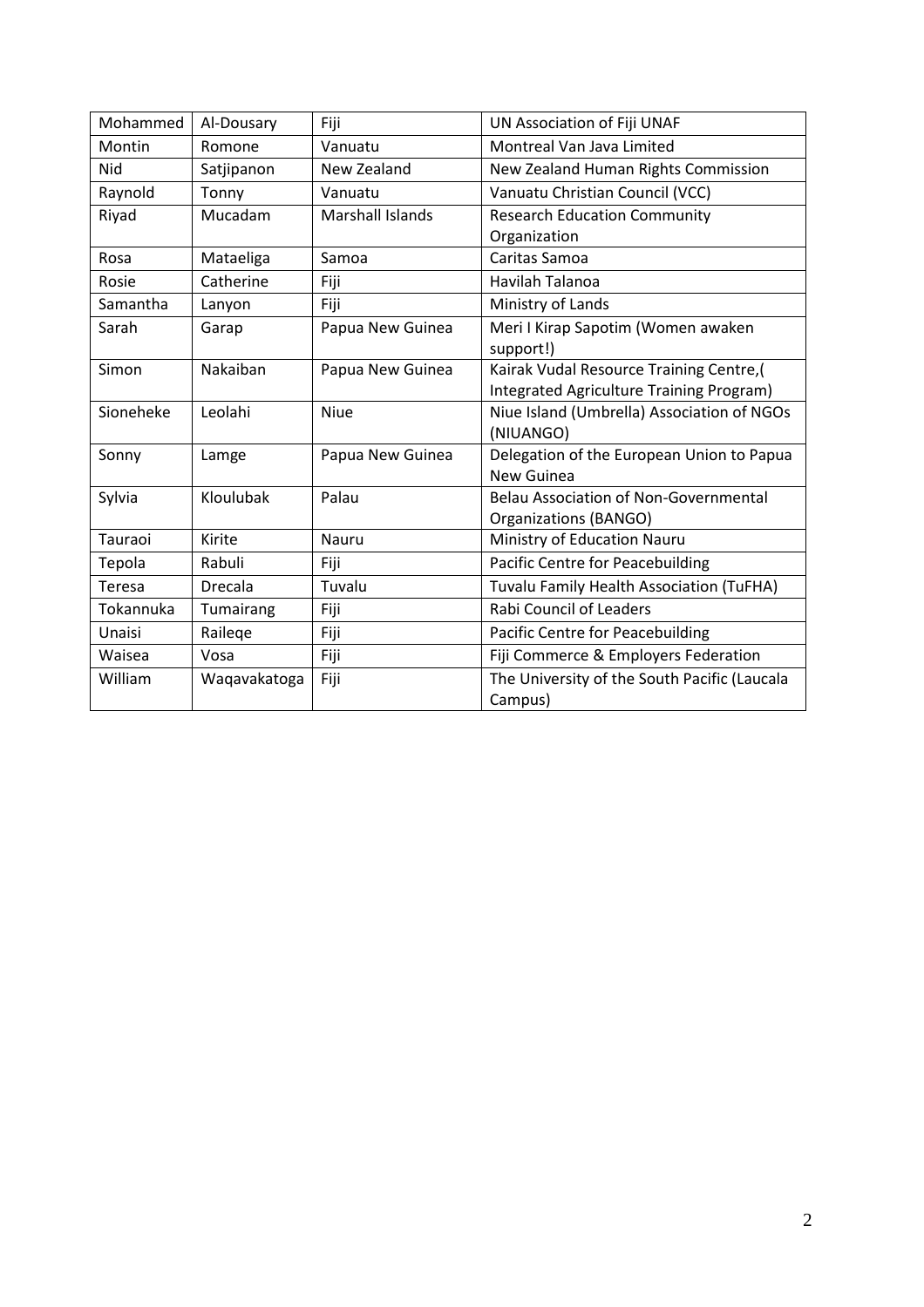| Mohammed | Al-Dousary | Fiji | UN Association of Fiji UNAF |
|---|---|---|---|
| Montin | Romone | Vanuatu | Montreal Van Java Limited |
| Nid | Satjipanon | New Zealand | New Zealand Human Rights Commission |
| Raynold | Tonny | Vanuatu | Vanuatu Christian Council (VCC) |
| Riyad | Mucadam | Marshall Islands | Research Education Community Organization |
| Rosa | Mataeliga | Samoa | Caritas Samoa |
| Rosie | Catherine | Fiji | Havilah Talanoa |
| Samantha | Lanyon | Fiji | Ministry of Lands |
| Sarah | Garap | Papua New Guinea | Meri I Kirap Sapotim (Women awaken support!) |
| Simon | Nakaiban | Papua New Guinea | Kairak Vudal Resource Training Centre,( Integrated Agriculture Training Program) |
| Sioneheke | Leolahi | Niue | Niue Island (Umbrella) Association of NGOs (NIUANGO) |
| Sonny | Lamge | Papua New Guinea | Delegation of the European Union to Papua New Guinea |
| Sylvia | Kloulubak | Palau | Belau Association of Non-Governmental Organizations (BANGO) |
| Tauraoi | Kirite | Nauru | Ministry of Education Nauru |
| Tepola | Rabuli | Fiji | Pacific Centre for Peacebuilding |
| Teresa | Drecala | Tuvalu | Tuvalu Family Health Association (TuFHA) |
| Tokannuka | Tumairang | Fiji | Rabi Council of Leaders |
| Unaisi | Raileqe | Fiji | Pacific Centre for Peacebuilding |
| Waisea | Vosa | Fiji | Fiji Commerce & Employers Federation |
| William | Waqavakatoga | Fiji | The University of the South Pacific (Laucala Campus) |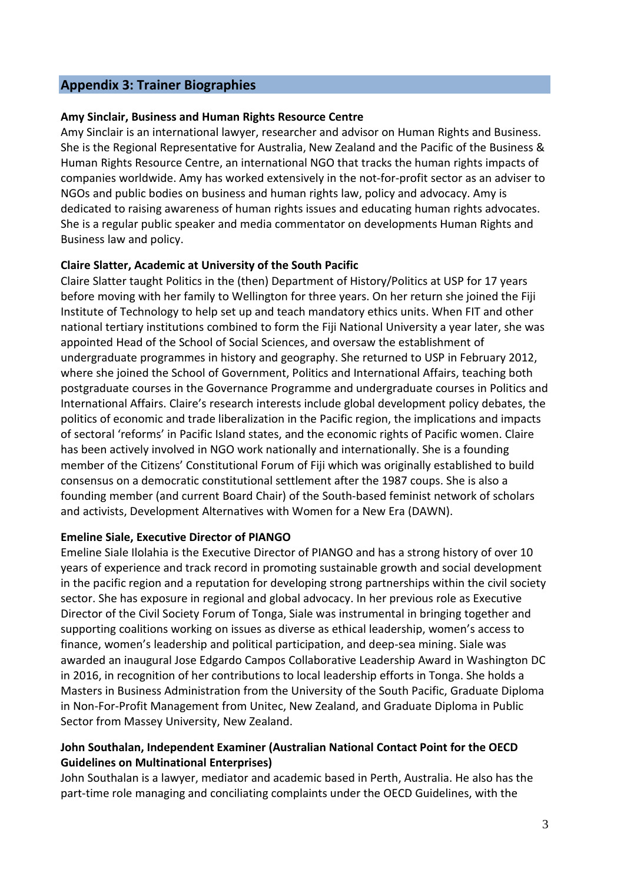## Appendix 3: Trainer Biographies

**Amy Sinclair, Business and Human Rights Resource Centre**

Amy Sinclair is an international lawyer, researcher and advisor on Human Rights and Business. She is the Regional Representative for Australia, New Zealand and the Pacific of the Business & Human Rights Resource Centre, an international NGO that tracks the human rights impacts of companies worldwide. Amy has worked extensively in the not-for-profit sector as an adviser to NGOs and public bodies on business and human rights law, policy and advocacy. Amy is dedicated to raising awareness of human rights issues and educating human rights advocates. She is a regular public speaker and media commentator on developments Human Rights and Business law and policy.

**Claire Slatter, Academic at University of the South Pacific**

Claire Slatter taught Politics in the (then) Department of History/Politics at USP for 17 years before moving with her family to Wellington for three years. On her return she joined the Fiji Institute of Technology to help set up and teach mandatory ethics units. When FIT and other national tertiary institutions combined to form the Fiji National University a year later, she was appointed Head of the School of Social Sciences, and oversaw the establishment of undergraduate programmes in history and geography. She returned to USP in February 2012, where she joined the School of Government, Politics and International Affairs, teaching both postgraduate courses in the Governance Programme and undergraduate courses in Politics and International Affairs. Claire's research interests include global development policy debates, the politics of economic and trade liberalization in the Pacific region, the implications and impacts of sectoral 'reforms' in Pacific Island states, and the economic rights of Pacific women. Claire has been actively involved in NGO work nationally and internationally. She is a founding member of the Citizens' Constitutional Forum of Fiji which was originally established to build consensus on a democratic constitutional settlement after the 1987 coups. She is also a founding member (and current Board Chair) of the South-based feminist network of scholars and activists, Development Alternatives with Women for a New Era (DAWN).

**Emeline Siale, Executive Director of PIANGO**

Emeline Siale Ilolahia is the Executive Director of PIANGO and has a strong history of over 10 years of experience and track record in promoting sustainable growth and social development in the pacific region and a reputation for developing strong partnerships within the civil society sector. She has exposure in regional and global advocacy. In her previous role as Executive Director of the Civil Society Forum of Tonga, Siale was instrumental in bringing together and supporting coalitions working on issues as diverse as ethical leadership, women's access to finance, women's leadership and political participation, and deep-sea mining. Siale was awarded an inaugural Jose Edgardo Campos Collaborative Leadership Award in Washington DC in 2016, in recognition of her contributions to local leadership efforts in Tonga. She holds a Masters in Business Administration from the University of the South Pacific, Graduate Diploma in Non-For-Profit Management from Unitec, New Zealand, and Graduate Diploma in Public Sector from Massey University, New Zealand.

**John Southalan, Independent Examiner (Australian National Contact Point for the OECD Guidelines on Multinational Enterprises)**

John Southalan is a lawyer, mediator and academic based in Perth, Australia. He also has the part-time role managing and conciliating complaints under the OECD Guidelines, with the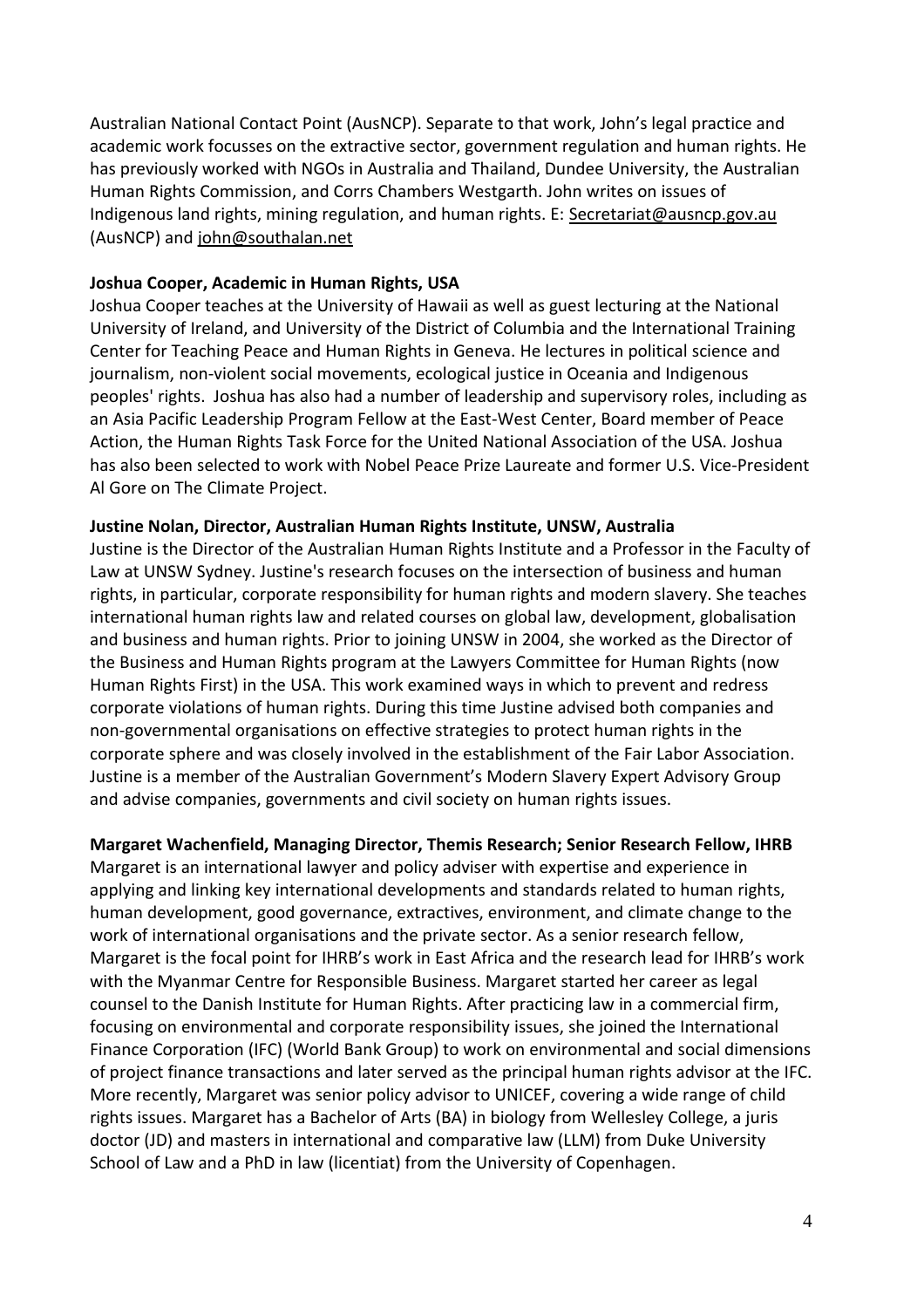Australian National Contact Point (AusNCP). Separate to that work, John's legal practice and academic work focusses on the extractive sector, government regulation and human rights. He has previously worked with NGOs in Australia and Thailand, Dundee University, the Australian Human Rights Commission, and Corrs Chambers Westgarth. John writes on issues of Indigenous land rights, mining regulation, and human rights. E: Secretariat@ausncp.gov.au (AusNCP) and john@southalan.net

**Joshua Cooper, Academic in Human Rights, USA**

Joshua Cooper teaches at the University of Hawaii as well as guest lecturing at the National University of Ireland, and University of the District of Columbia and the International Training Center for Teaching Peace and Human Rights in Geneva. He lectures in political science and journalism, non-violent social movements, ecological justice in Oceania and Indigenous peoples' rights. Joshua has also had a number of leadership and supervisory roles, including as an Asia Pacific Leadership Program Fellow at the East-West Center, Board member of Peace Action, the Human Rights Task Force for the United National Association of the USA. Joshua has also been selected to work with Nobel Peace Prize Laureate and former U.S. Vice-President Al Gore on The Climate Project.

**Justine Nolan, Director, Australian Human Rights Institute, UNSW, Australia**

Justine is the Director of the Australian Human Rights Institute and a Professor in the Faculty of Law at UNSW Sydney. Justine's research focuses on the intersection of business and human rights, in particular, corporate responsibility for human rights and modern slavery. She teaches international human rights law and related courses on global law, development, globalisation and business and human rights. Prior to joining UNSW in 2004, she worked as the Director of the Business and Human Rights program at the Lawyers Committee for Human Rights (now Human Rights First) in the USA. This work examined ways in which to prevent and redress corporate violations of human rights. During this time Justine advised both companies and non-governmental organisations on effective strategies to protect human rights in the corporate sphere and was closely involved in the establishment of the Fair Labor Association. Justine is a member of the Australian Government's Modern Slavery Expert Advisory Group and advise companies, governments and civil society on human rights issues.

**Margaret Wachenfield, Managing Director, Themis Research; Senior Research Fellow, IHRB**

Margaret is an international lawyer and policy adviser with expertise and experience in applying and linking key international developments and standards related to human rights, human development, good governance, extractives, environment, and climate change to the work of international organisations and the private sector. As a senior research fellow, Margaret is the focal point for IHRB's work in East Africa and the research lead for IHRB's work with the Myanmar Centre for Responsible Business. Margaret started her career as legal counsel to the Danish Institute for Human Rights. After practicing law in a commercial firm, focusing on environmental and corporate responsibility issues, she joined the International Finance Corporation (IFC) (World Bank Group) to work on environmental and social dimensions of project finance transactions and later served as the principal human rights advisor at the IFC. More recently, Margaret was senior policy advisor to UNICEF, covering a wide range of child rights issues. Margaret has a Bachelor of Arts (BA) in biology from Wellesley College, a juris doctor (JD) and masters in international and comparative law (LLM) from Duke University School of Law and a PhD in law (licentiat) from the University of Copenhagen.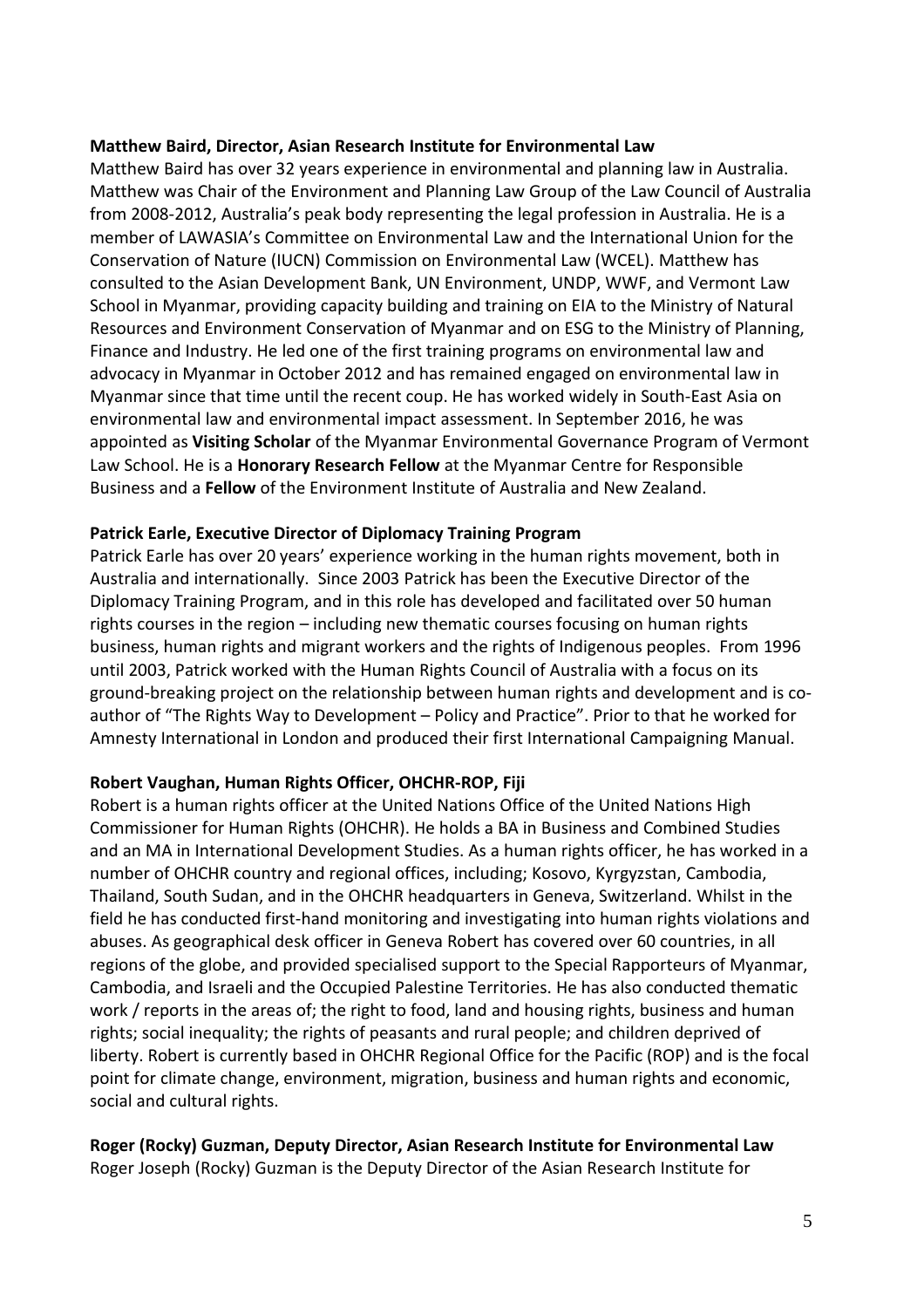**Matthew Baird, Director, Asian Research Institute for Environmental Law**

Matthew Baird has over 32 years experience in environmental and planning law in Australia. Matthew was Chair of the Environment and Planning Law Group of the Law Council of Australia from 2008-2012, Australia's peak body representing the legal profession in Australia. He is a member of LAWASIA's Committee on Environmental Law and the International Union for the Conservation of Nature (IUCN) Commission on Environmental Law (WCEL). Matthew has consulted to the Asian Development Bank, UN Environment, UNDP, WWF, and Vermont Law School in Myanmar, providing capacity building and training on EIA to the Ministry of Natural Resources and Environment Conservation of Myanmar and on ESG to the Ministry of Planning, Finance and Industry. He led one of the first training programs on environmental law and advocacy in Myanmar in October 2012 and has remained engaged on environmental law in Myanmar since that time until the recent coup. He has worked widely in South-East Asia on environmental law and environmental impact assessment. In September 2016, he was appointed as **Visiting Scholar** of the Myanmar Environmental Governance Program of Vermont Law School. He is a **Honorary Research Fellow** at the Myanmar Centre for Responsible Business and a **Fellow** of the Environment Institute of Australia and New Zealand.

**Patrick Earle, Executive Director of Diplomacy Training Program**

Patrick Earle has over 20 years' experience working in the human rights movement, both in Australia and internationally. Since 2003 Patrick has been the Executive Director of the Diplomacy Training Program, and in this role has developed and facilitated over 50 human rights courses in the region – including new thematic courses focusing on human rights business, human rights and migrant workers and the rights of Indigenous peoples. From 1996 until 2003, Patrick worked with the Human Rights Council of Australia with a focus on its ground-breaking project on the relationship between human rights and development and is co-author of "The Rights Way to Development – Policy and Practice". Prior to that he worked for Amnesty International in London and produced their first International Campaigning Manual.

**Robert Vaughan, Human Rights Officer, OHCHR-ROP, Fiji**

Robert is a human rights officer at the United Nations Office of the United Nations High Commissioner for Human Rights (OHCHR). He holds a BA in Business and Combined Studies and an MA in International Development Studies. As a human rights officer, he has worked in a number of OHCHR country and regional offices, including; Kosovo, Kyrgyzstan, Cambodia, Thailand, South Sudan, and in the OHCHR headquarters in Geneva, Switzerland. Whilst in the field he has conducted first-hand monitoring and investigating into human rights violations and abuses. As geographical desk officer in Geneva Robert has covered over 60 countries, in all regions of the globe, and provided specialised support to the Special Rapporteurs of Myanmar, Cambodia, and Israeli and the Occupied Palestine Territories. He has also conducted thematic work / reports in the areas of; the right to food, land and housing rights, business and human rights; social inequality; the rights of peasants and rural people; and children deprived of liberty. Robert is currently based in OHCHR Regional Office for the Pacific (ROP) and is the focal point for climate change, environment, migration, business and human rights and economic, social and cultural rights.

**Roger (Rocky) Guzman, Deputy Director, Asian Research Institute for Environmental Law**

Roger Joseph (Rocky) Guzman is the Deputy Director of the Asian Research Institute for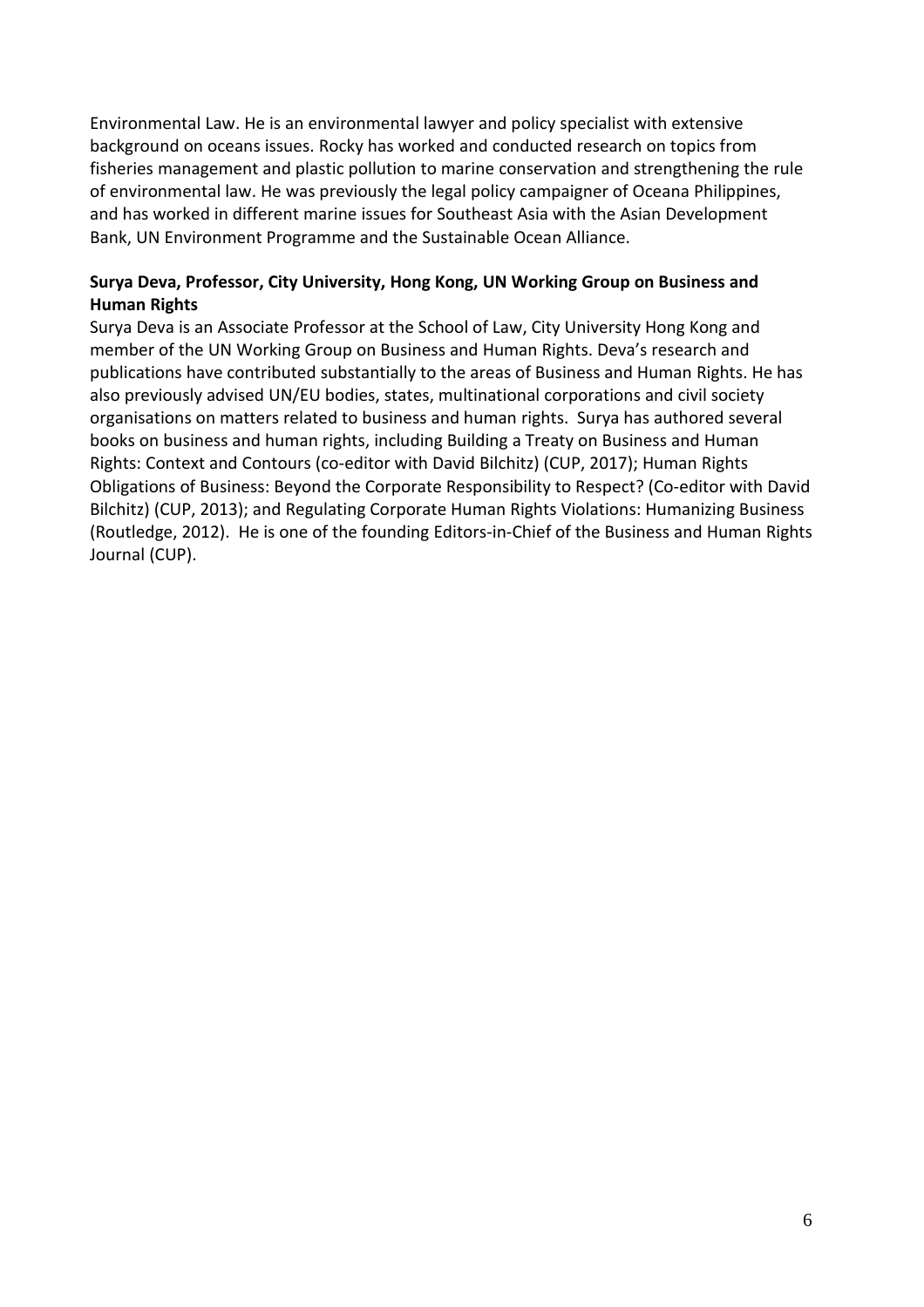Environmental Law. He is an environmental lawyer and policy specialist with extensive background on oceans issues. Rocky has worked and conducted research on topics from fisheries management and plastic pollution to marine conservation and strengthening the rule of environmental law. He was previously the legal policy campaigner of Oceana Philippines, and has worked in different marine issues for Southeast Asia with the Asian Development Bank, UN Environment Programme and the Sustainable Ocean Alliance.

**Surya Deva, Professor, City University, Hong Kong, UN Working Group on Business and Human Rights**

Surya Deva is an Associate Professor at the School of Law, City University Hong Kong and member of the UN Working Group on Business and Human Rights. Deva's research and publications have contributed substantially to the areas of Business and Human Rights. He has also previously advised UN/EU bodies, states, multinational corporations and civil society organisations on matters related to business and human rights. Surya has authored several books on business and human rights, including Building a Treaty on Business and Human Rights: Context and Contours (co-editor with David Bilchitz) (CUP, 2017); Human Rights Obligations of Business: Beyond the Corporate Responsibility to Respect? (Co-editor with David Bilchitz) (CUP, 2013); and Regulating Corporate Human Rights Violations: Humanizing Business (Routledge, 2012). He is one of the founding Editors-in-Chief of the Business and Human Rights Journal (CUP).